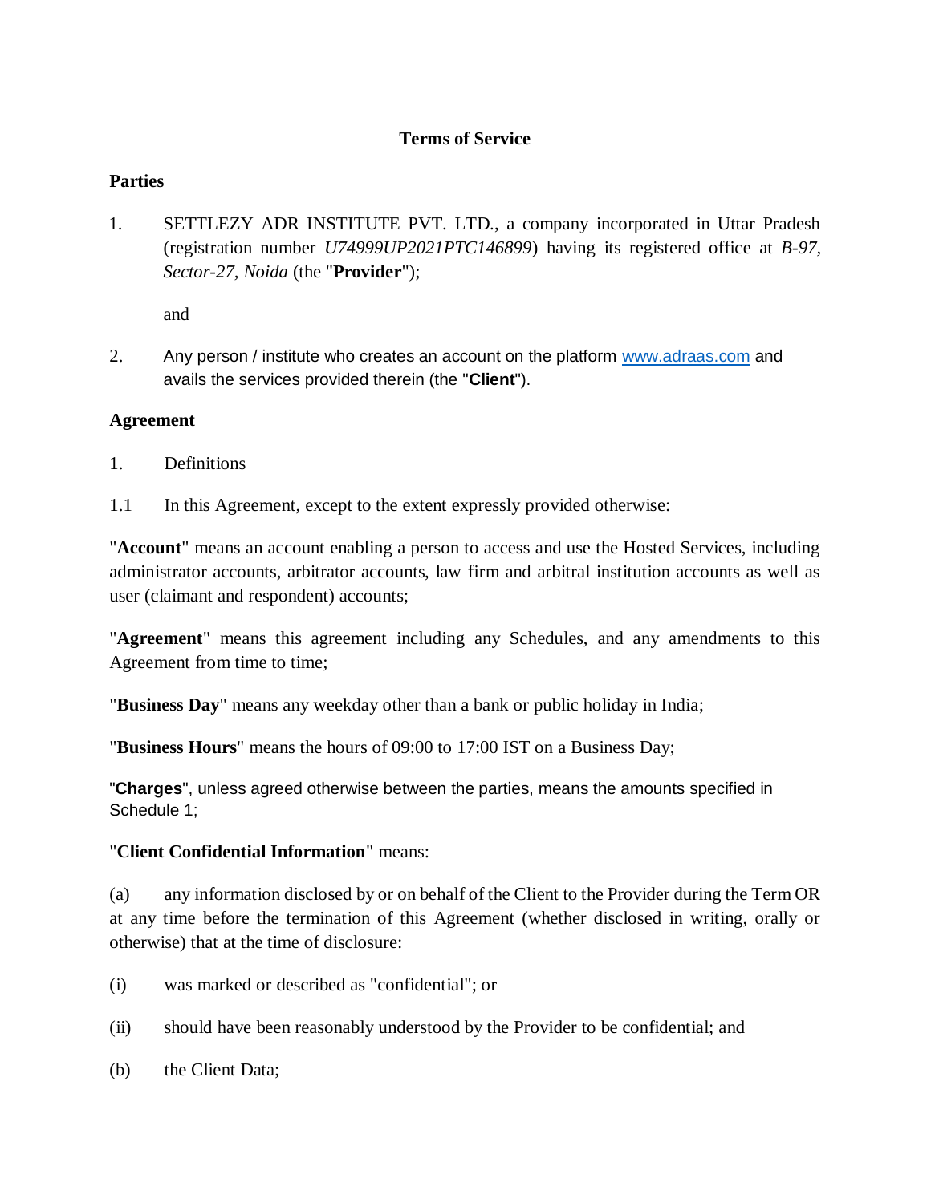# Terms of Service

**Parties**

1. SETTLEZY ADR INSTITUTE PVT. LTD., a company incorporated in Uttar Pradesh (registration number *U74999UP2021PTC146899*) having its registered office at *B-97, Sector-27, Noida* (the "**Provider**");

   and

2. Any person / institute who creates an account on the platform www.adraas.com and avails the services provided therein (the "**Client**").

**Agreement**

1. Definitions

1.1 In this Agreement, except to the extent expressly provided otherwise:

"**Account**" means an account enabling a person to access and use the Hosted Services, including administrator accounts, arbitrator accounts, law firm and arbitral institution accounts as well as user (claimant and respondent) accounts;

"**Agreement**" means this agreement including any Schedules, and any amendments to this Agreement from time to time;

"**Business Day**" means any weekday other than a bank or public holiday in India;

"**Business Hours**" means the hours of 09:00 to 17:00 IST on a Business Day;

"**Charges**", unless agreed otherwise between the parties, means the amounts specified in Schedule 1;

"**Client Confidential Information**" means:

(a) any information disclosed by or on behalf of the Client to the Provider during the Term OR at any time before the termination of this Agreement (whether disclosed in writing, orally or otherwise) that at the time of disclosure:

(i) was marked or described as "confidential"; or

(ii) should have been reasonably understood by the Provider to be confidential; and

(b) the Client Data;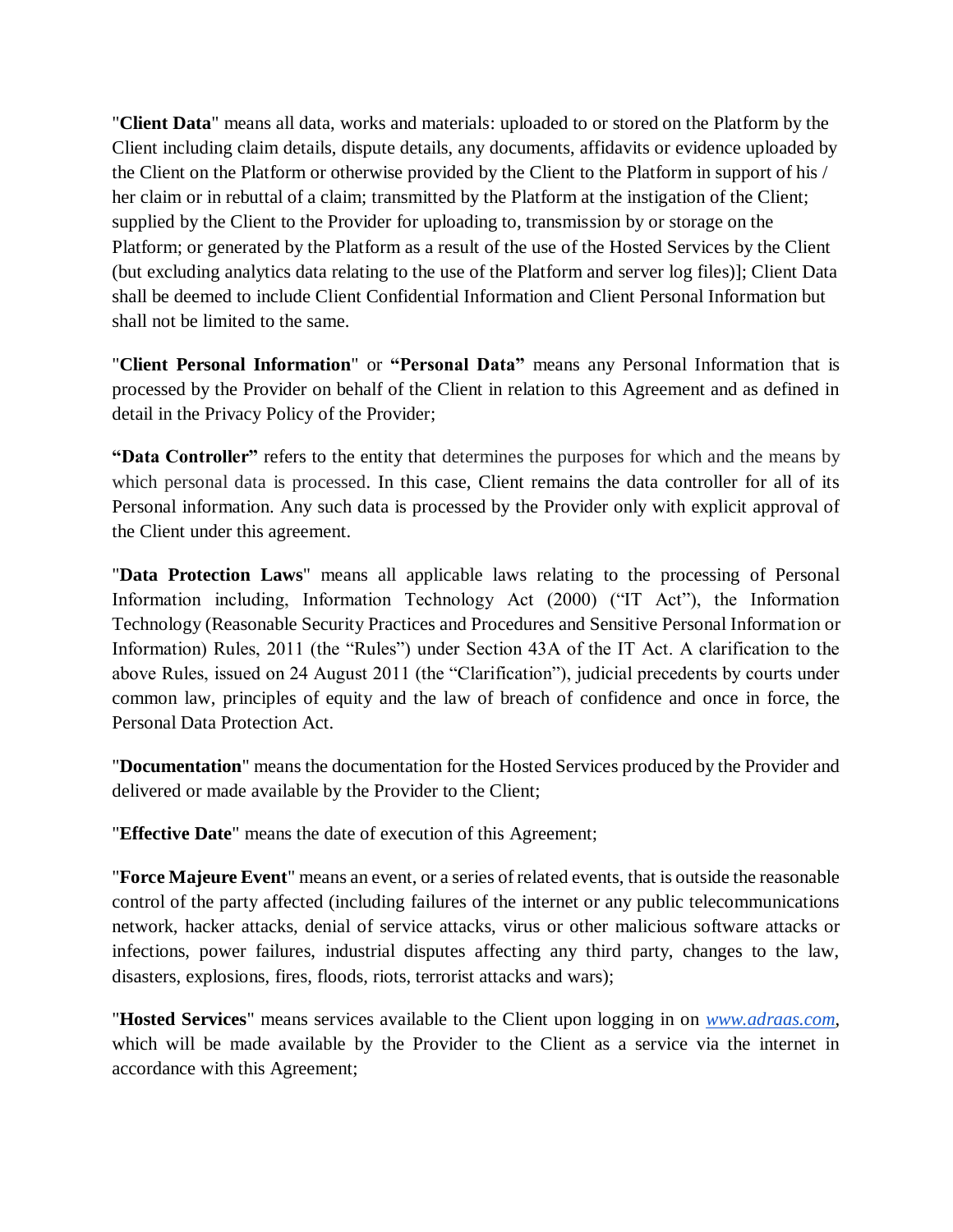"**Client Data**" means all data, works and materials: uploaded to or stored on the Platform by the Client including claim details, dispute details, any documents, affidavits or evidence uploaded by the Client on the Platform or otherwise provided by the Client to the Platform in support of his / her claim or in rebuttal of a claim; transmitted by the Platform at the instigation of the Client; supplied by the Client to the Provider for uploading to, transmission by or storage on the Platform; or generated by the Platform as a result of the use of the Hosted Services by the Client (but excluding analytics data relating to the use of the Platform and server log files)]; Client Data shall be deemed to include Client Confidential Information and Client Personal Information but shall not be limited to the same.

"**Client Personal Information**" or **"Personal Data"** means any Personal Information that is processed by the Provider on behalf of the Client in relation to this Agreement and as defined in detail in the Privacy Policy of the Provider;

**"Data Controller"** refers to the entity that determines the purposes for which and the means by which personal data is processed. In this case, Client remains the data controller for all of its Personal information. Any such data is processed by the Provider only with explicit approval of the Client under this agreement.

"**Data Protection Laws**" means all applicable laws relating to the processing of Personal Information including, Information Technology Act (2000) ("IT Act"), the Information Technology (Reasonable Security Practices and Procedures and Sensitive Personal Information or Information) Rules, 2011 (the "Rules") under Section 43A of the IT Act. A clarification to the above Rules, issued on 24 August 2011 (the "Clarification"), judicial precedents by courts under common law, principles of equity and the law of breach of confidence and once in force, the Personal Data Protection Act.

"**Documentation**" means the documentation for the Hosted Services produced by the Provider and delivered or made available by the Provider to the Client;

"**Effective Date**" means the date of execution of this Agreement;

"**Force Majeure Event**" means an event, or a series of related events, that is outside the reasonable control of the party affected (including failures of the internet or any public telecommunications network, hacker attacks, denial of service attacks, virus or other malicious software attacks or infections, power failures, industrial disputes affecting any third party, changes to the law, disasters, explosions, fires, floods, riots, terrorist attacks and wars);

"**Hosted Services**" means services available to the Client upon logging in on [www.adraas.com](http://www.adraas.com), which will be made available by the Provider to the Client as a service via the internet in accordance with this Agreement;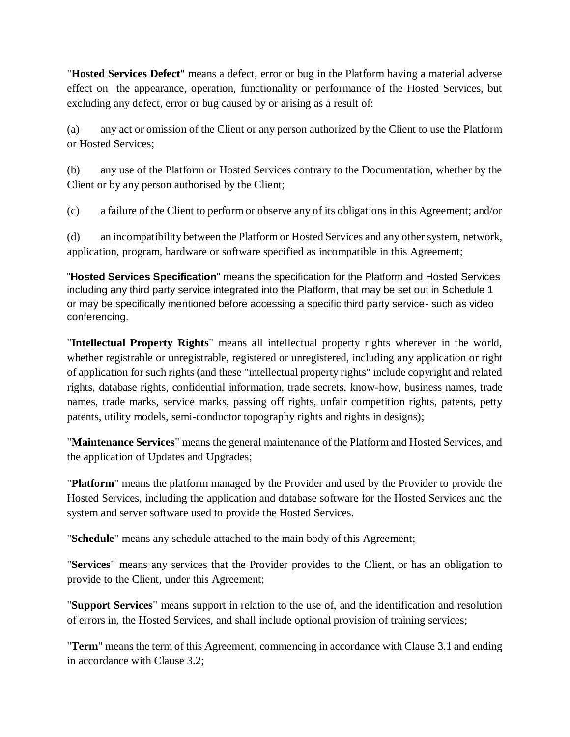"**Hosted Services Defect**" means a defect, error or bug in the Platform having a material adverse effect on the appearance, operation, functionality or performance of the Hosted Services, but excluding any defect, error or bug caused by or arising as a result of:

(a) any act or omission of the Client or any person authorized by the Client to use the Platform or Hosted Services;

(b) any use of the Platform or Hosted Services contrary to the Documentation, whether by the Client or by any person authorised by the Client;

(c) a failure of the Client to perform or observe any of its obligations in this Agreement; and/or

(d) an incompatibility between the Platform or Hosted Services and any other system, network, application, program, hardware or software specified as incompatible in this Agreement;

"**Hosted Services Specification**" means the specification for the Platform and Hosted Services including any third party service integrated into the Platform, that may be set out in Schedule 1 or may be specifically mentioned before accessing a specific third party service- such as video conferencing.

"**Intellectual Property Rights**" means all intellectual property rights wherever in the world, whether registrable or unregistrable, registered or unregistered, including any application or right of application for such rights (and these "intellectual property rights" include copyright and related rights, database rights, confidential information, trade secrets, know-how, business names, trade names, trade marks, service marks, passing off rights, unfair competition rights, patents, petty patents, utility models, semi-conductor topography rights and rights in designs);

"**Maintenance Services**" means the general maintenance of the Platform and Hosted Services, and the application of Updates and Upgrades;

"**Platform**" means the platform managed by the Provider and used by the Provider to provide the Hosted Services, including the application and database software for the Hosted Services and the system and server software used to provide the Hosted Services.

"**Schedule**" means any schedule attached to the main body of this Agreement;

"**Services**" means any services that the Provider provides to the Client, or has an obligation to provide to the Client, under this Agreement;

"**Support Services**" means support in relation to the use of, and the identification and resolution of errors in, the Hosted Services, and shall include optional provision of training services;

"**Term**" means the term of this Agreement, commencing in accordance with Clause 3.1 and ending in accordance with Clause 3.2;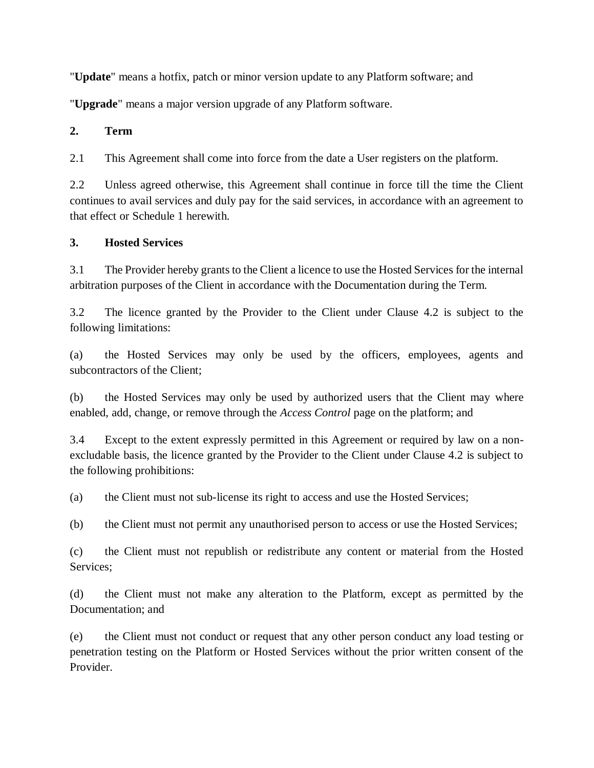"**Update**" means a hotfix, patch or minor version update to any Platform software; and

"**Upgrade**" means a major version upgrade of any Platform software.

**2. Term**

2.1 This Agreement shall come into force from the date a User registers on the platform.

2.2 Unless agreed otherwise, this Agreement shall continue in force till the time the Client continues to avail services and duly pay for the said services, in accordance with an agreement to that effect or Schedule 1 herewith.

**3. Hosted Services**

3.1 The Provider hereby grants to the Client a licence to use the Hosted Services for the internal arbitration purposes of the Client in accordance with the Documentation during the Term.

3.2 The licence granted by the Provider to the Client under Clause 4.2 is subject to the following limitations:

(a) the Hosted Services may only be used by the officers, employees, agents and subcontractors of the Client;

(b) the Hosted Services may only be used by authorized users that the Client may where enabled, add, change, or remove through the *Access Control* page on the platform; and

3.4 Except to the extent expressly permitted in this Agreement or required by law on a non-excludable basis, the licence granted by the Provider to the Client under Clause 4.2 is subject to the following prohibitions:

(a) the Client must not sub-license its right to access and use the Hosted Services;

(b) the Client must not permit any unauthorised person to access or use the Hosted Services;

(c) the Client must not republish or redistribute any content or material from the Hosted Services;

(d) the Client must not make any alteration to the Platform, except as permitted by the Documentation; and

(e) the Client must not conduct or request that any other person conduct any load testing or penetration testing on the Platform or Hosted Services without the prior written consent of the Provider.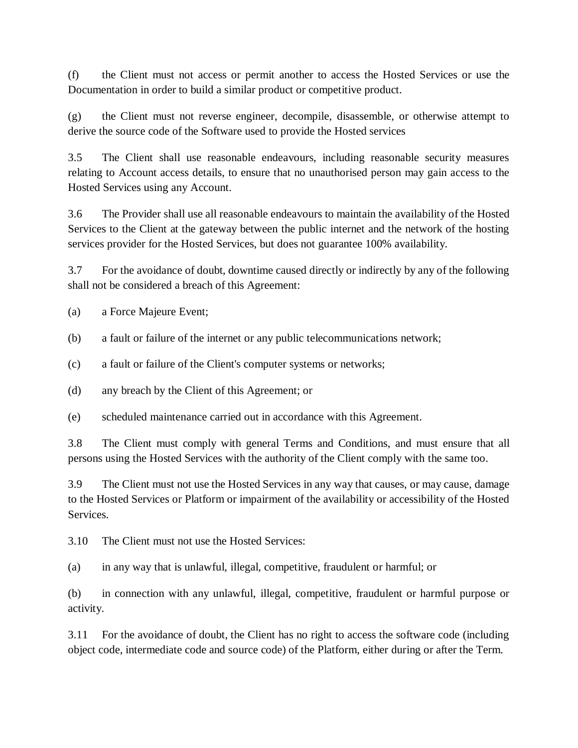(f) the Client must not access or permit another to access the Hosted Services or use the Documentation in order to build a similar product or competitive product.

(g) the Client must not reverse engineer, decompile, disassemble, or otherwise attempt to derive the source code of the Software used to provide the Hosted services

3.5 The Client shall use reasonable endeavours, including reasonable security measures relating to Account access details, to ensure that no unauthorised person may gain access to the Hosted Services using any Account.

3.6 The Provider shall use all reasonable endeavours to maintain the availability of the Hosted Services to the Client at the gateway between the public internet and the network of the hosting services provider for the Hosted Services, but does not guarantee 100% availability.

3.7 For the avoidance of doubt, downtime caused directly or indirectly by any of the following shall not be considered a breach of this Agreement:

(a) a Force Majeure Event;

(b) a fault or failure of the internet or any public telecommunications network;

(c) a fault or failure of the Client's computer systems or networks;

(d) any breach by the Client of this Agreement; or

(e) scheduled maintenance carried out in accordance with this Agreement.

3.8 The Client must comply with general Terms and Conditions, and must ensure that all persons using the Hosted Services with the authority of the Client comply with the same too.

3.9 The Client must not use the Hosted Services in any way that causes, or may cause, damage to the Hosted Services or Platform or impairment of the availability or accessibility of the Hosted Services.

3.10 The Client must not use the Hosted Services:

(a) in any way that is unlawful, illegal, competitive, fraudulent or harmful; or

(b) in connection with any unlawful, illegal, competitive, fraudulent or harmful purpose or activity.

3.11 For the avoidance of doubt, the Client has no right to access the software code (including object code, intermediate code and source code) of the Platform, either during or after the Term.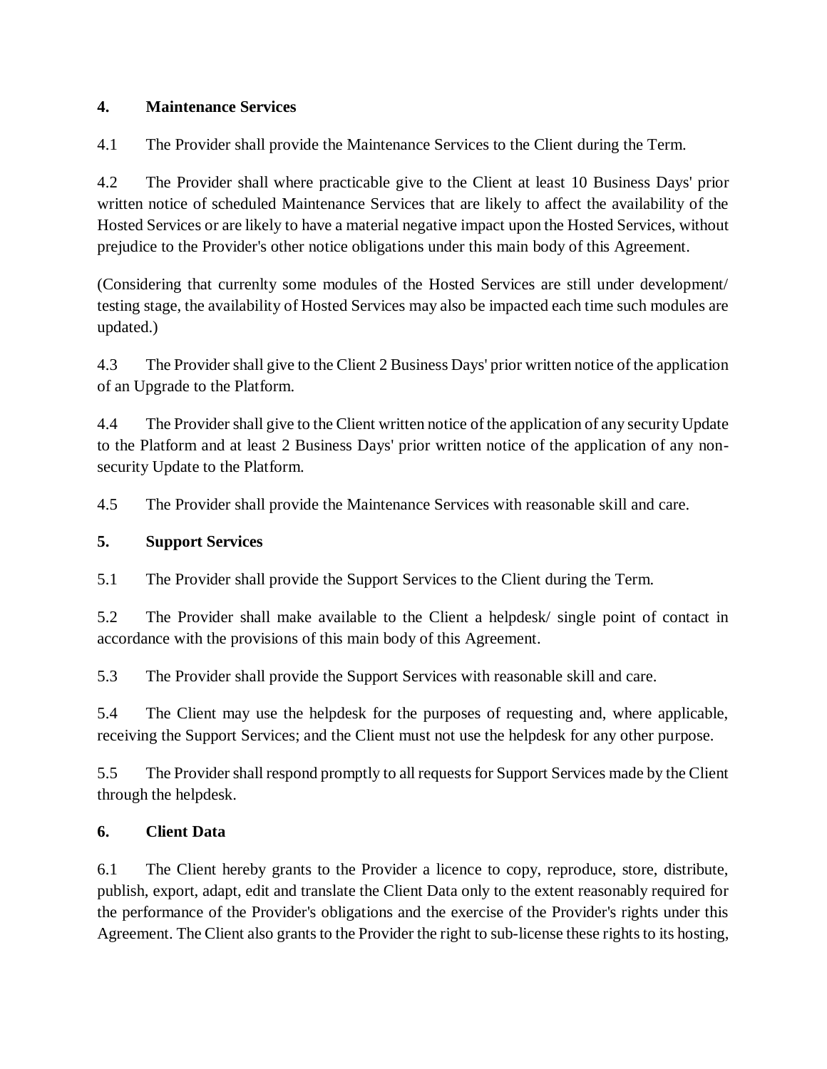## 4. Maintenance Services

4.1 The Provider shall provide the Maintenance Services to the Client during the Term.

4.2 The Provider shall where practicable give to the Client at least 10 Business Days' prior written notice of scheduled Maintenance Services that are likely to affect the availability of the Hosted Services or are likely to have a material negative impact upon the Hosted Services, without prejudice to the Provider's other notice obligations under this main body of this Agreement.

(Considering that currenlty some modules of the Hosted Services are still under development/ testing stage, the availability of Hosted Services may also be impacted each time such modules are updated.)

4.3 The Provider shall give to the Client 2 Business Days' prior written notice of the application of an Upgrade to the Platform.

4.4 The Provider shall give to the Client written notice of the application of any security Update to the Platform and at least 2 Business Days' prior written notice of the application of any non-security Update to the Platform.

4.5 The Provider shall provide the Maintenance Services with reasonable skill and care.

## 5. Support Services

5.1 The Provider shall provide the Support Services to the Client during the Term.

5.2 The Provider shall make available to the Client a helpdesk/ single point of contact in accordance with the provisions of this main body of this Agreement.

5.3 The Provider shall provide the Support Services with reasonable skill and care.

5.4 The Client may use the helpdesk for the purposes of requesting and, where applicable, receiving the Support Services; and the Client must not use the helpdesk for any other purpose.

5.5 The Provider shall respond promptly to all requests for Support Services made by the Client through the helpdesk.

## 6. Client Data

6.1 The Client hereby grants to the Provider a licence to copy, reproduce, store, distribute, publish, export, adapt, edit and translate the Client Data only to the extent reasonably required for the performance of the Provider's obligations and the exercise of the Provider's rights under this Agreement. The Client also grants to the Provider the right to sub-license these rights to its hosting,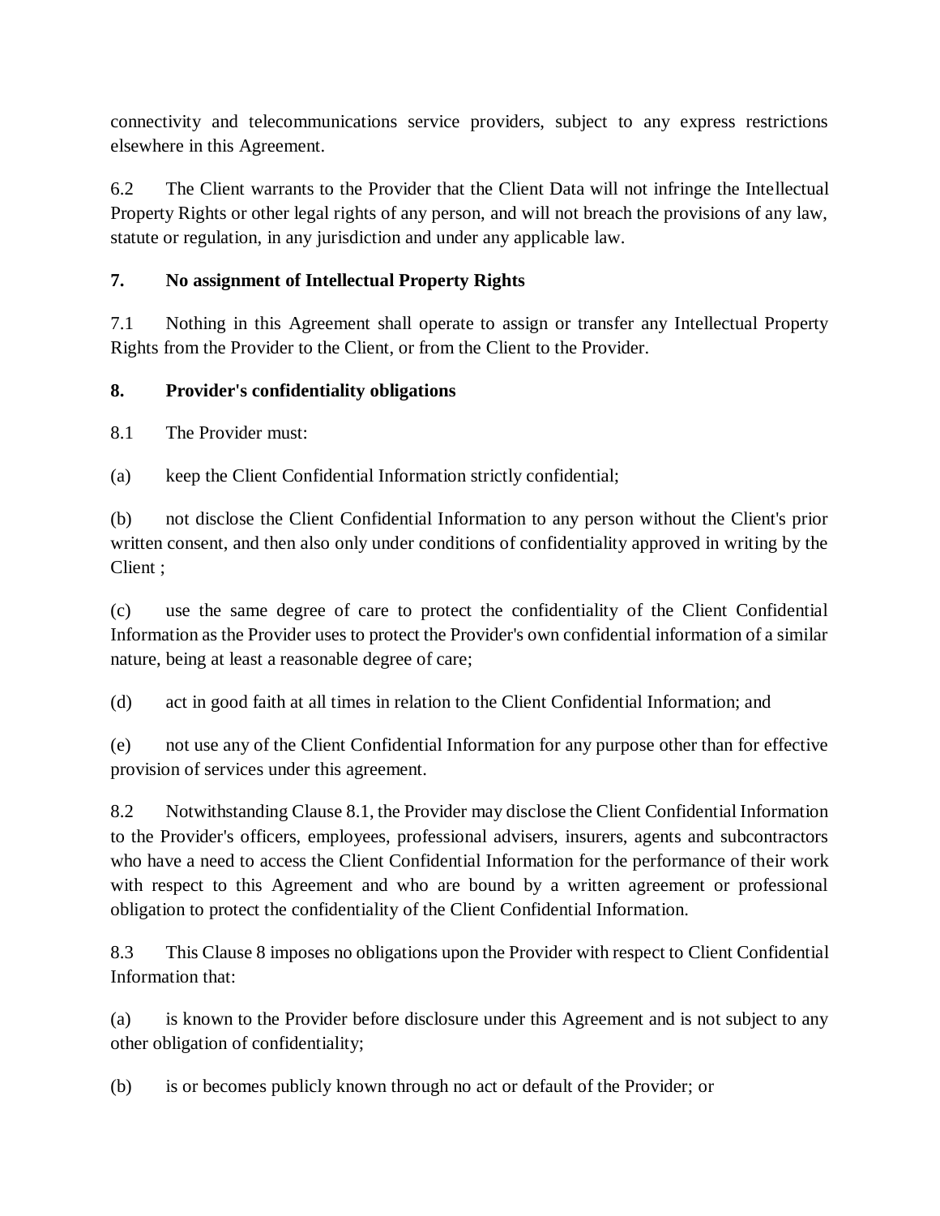connectivity and telecommunications service providers, subject to any express restrictions elsewhere in this Agreement.

6.2 The Client warrants to the Provider that the Client Data will not infringe the Intellectual Property Rights or other legal rights of any person, and will not breach the provisions of any law, statute or regulation, in any jurisdiction and under any applicable law.

**7. No assignment of Intellectual Property Rights**

7.1 Nothing in this Agreement shall operate to assign or transfer any Intellectual Property Rights from the Provider to the Client, or from the Client to the Provider.

**8. Provider's confidentiality obligations**

8.1 The Provider must:

(a) keep the Client Confidential Information strictly confidential;

(b) not disclose the Client Confidential Information to any person without the Client's prior written consent, and then also only under conditions of confidentiality approved in writing by the Client ;

(c) use the same degree of care to protect the confidentiality of the Client Confidential Information as the Provider uses to protect the Provider's own confidential information of a similar nature, being at least a reasonable degree of care;

(d) act in good faith at all times in relation to the Client Confidential Information; and

(e) not use any of the Client Confidential Information for any purpose other than for effective provision of services under this agreement.

8.2 Notwithstanding Clause 8.1, the Provider may disclose the Client Confidential Information to the Provider's officers, employees, professional advisers, insurers, agents and subcontractors who have a need to access the Client Confidential Information for the performance of their work with respect to this Agreement and who are bound by a written agreement or professional obligation to protect the confidentiality of the Client Confidential Information.

8.3 This Clause 8 imposes no obligations upon the Provider with respect to Client Confidential Information that:

(a) is known to the Provider before disclosure under this Agreement and is not subject to any other obligation of confidentiality;

(b) is or becomes publicly known through no act or default of the Provider; or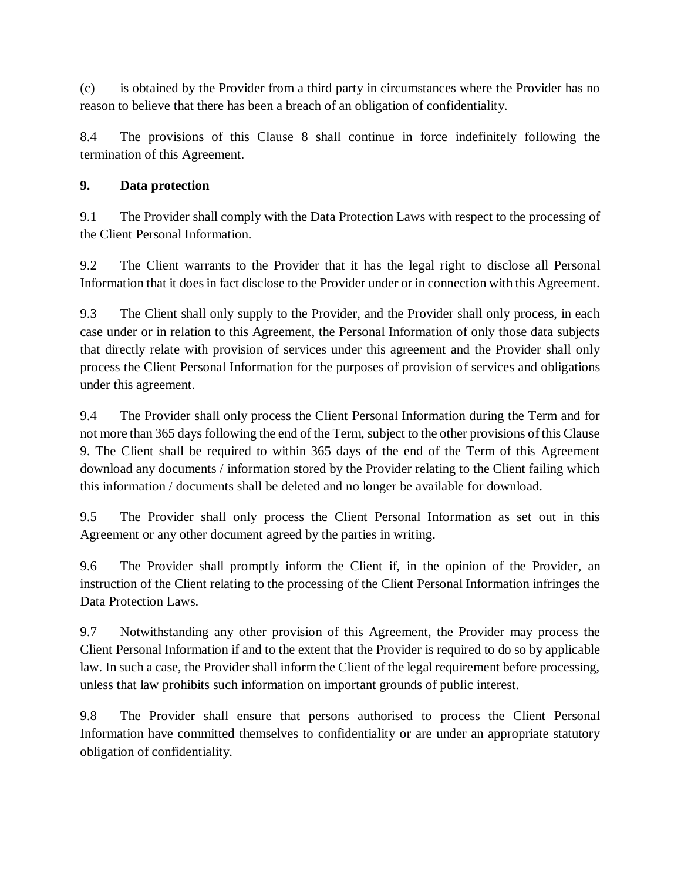(c) is obtained by the Provider from a third party in circumstances where the Provider has no reason to believe that there has been a breach of an obligation of confidentiality.

8.4 The provisions of this Clause 8 shall continue in force indefinitely following the termination of this Agreement.

**9. Data protection**

9.1 The Provider shall comply with the Data Protection Laws with respect to the processing of the Client Personal Information.

9.2 The Client warrants to the Provider that it has the legal right to disclose all Personal Information that it does in fact disclose to the Provider under or in connection with this Agreement.

9.3 The Client shall only supply to the Provider, and the Provider shall only process, in each case under or in relation to this Agreement, the Personal Information of only those data subjects that directly relate with provision of services under this agreement and the Provider shall only process the Client Personal Information for the purposes of provision of services and obligations under this agreement.

9.4 The Provider shall only process the Client Personal Information during the Term and for not more than 365 days following the end of the Term, subject to the other provisions of this Clause 9. The Client shall be required to within 365 days of the end of the Term of this Agreement download any documents / information stored by the Provider relating to the Client failing which this information / documents shall be deleted and no longer be available for download.

9.5 The Provider shall only process the Client Personal Information as set out in this Agreement or any other document agreed by the parties in writing.

9.6 The Provider shall promptly inform the Client if, in the opinion of the Provider, an instruction of the Client relating to the processing of the Client Personal Information infringes the Data Protection Laws.

9.7 Notwithstanding any other provision of this Agreement, the Provider may process the Client Personal Information if and to the extent that the Provider is required to do so by applicable law. In such a case, the Provider shall inform the Client of the legal requirement before processing, unless that law prohibits such information on important grounds of public interest.

9.8 The Provider shall ensure that persons authorised to process the Client Personal Information have committed themselves to confidentiality or are under an appropriate statutory obligation of confidentiality.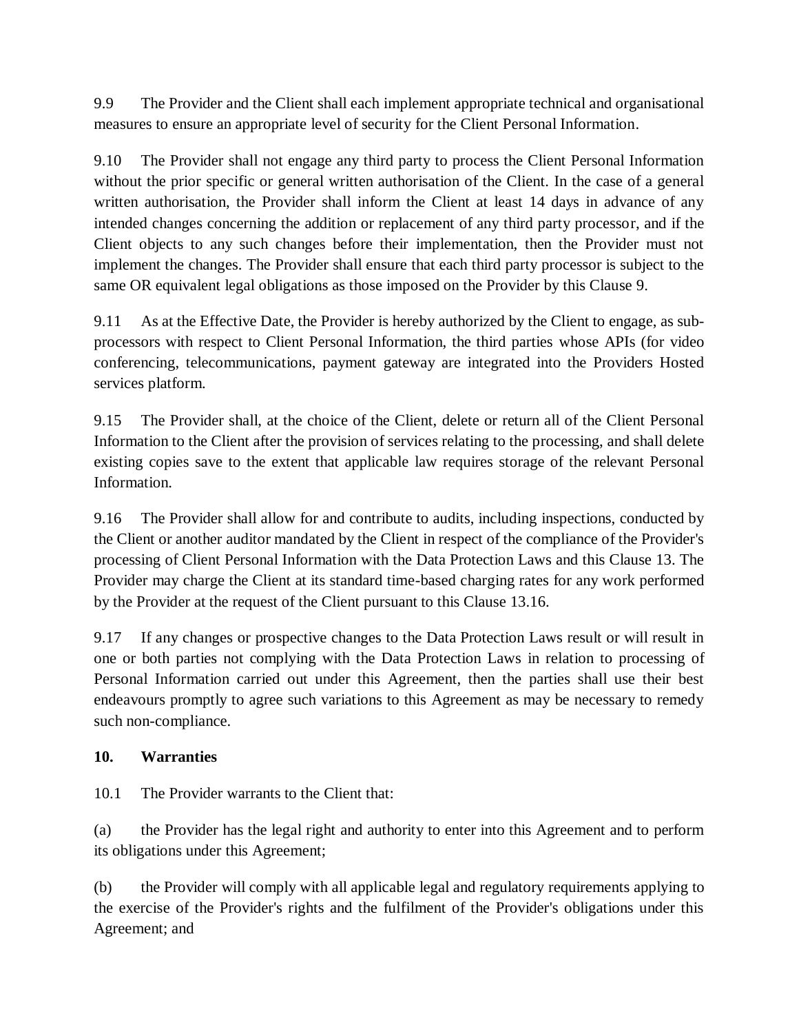9.9 The Provider and the Client shall each implement appropriate technical and organisational measures to ensure an appropriate level of security for the Client Personal Information.

9.10 The Provider shall not engage any third party to process the Client Personal Information without the prior specific or general written authorisation of the Client. In the case of a general written authorisation, the Provider shall inform the Client at least 14 days in advance of any intended changes concerning the addition or replacement of any third party processor, and if the Client objects to any such changes before their implementation, then the Provider must not implement the changes. The Provider shall ensure that each third party processor is subject to the same OR equivalent legal obligations as those imposed on the Provider by this Clause 9.

9.11 As at the Effective Date, the Provider is hereby authorized by the Client to engage, as sub-processors with respect to Client Personal Information, the third parties whose APIs (for video conferencing, telecommunications, payment gateway are integrated into the Providers Hosted services platform.

9.15 The Provider shall, at the choice of the Client, delete or return all of the Client Personal Information to the Client after the provision of services relating to the processing, and shall delete existing copies save to the extent that applicable law requires storage of the relevant Personal Information.

9.16 The Provider shall allow for and contribute to audits, including inspections, conducted by the Client or another auditor mandated by the Client in respect of the compliance of the Provider's processing of Client Personal Information with the Data Protection Laws and this Clause 13. The Provider may charge the Client at its standard time-based charging rates for any work performed by the Provider at the request of the Client pursuant to this Clause 13.16.

9.17 If any changes or prospective changes to the Data Protection Laws result or will result in one or both parties not complying with the Data Protection Laws in relation to processing of Personal Information carried out under this Agreement, then the parties shall use their best endeavours promptly to agree such variations to this Agreement as may be necessary to remedy such non-compliance.

**10. Warranties**

10.1 The Provider warrants to the Client that:

(a) the Provider has the legal right and authority to enter into this Agreement and to perform its obligations under this Agreement;

(b) the Provider will comply with all applicable legal and regulatory requirements applying to the exercise of the Provider's rights and the fulfilment of the Provider's obligations under this Agreement; and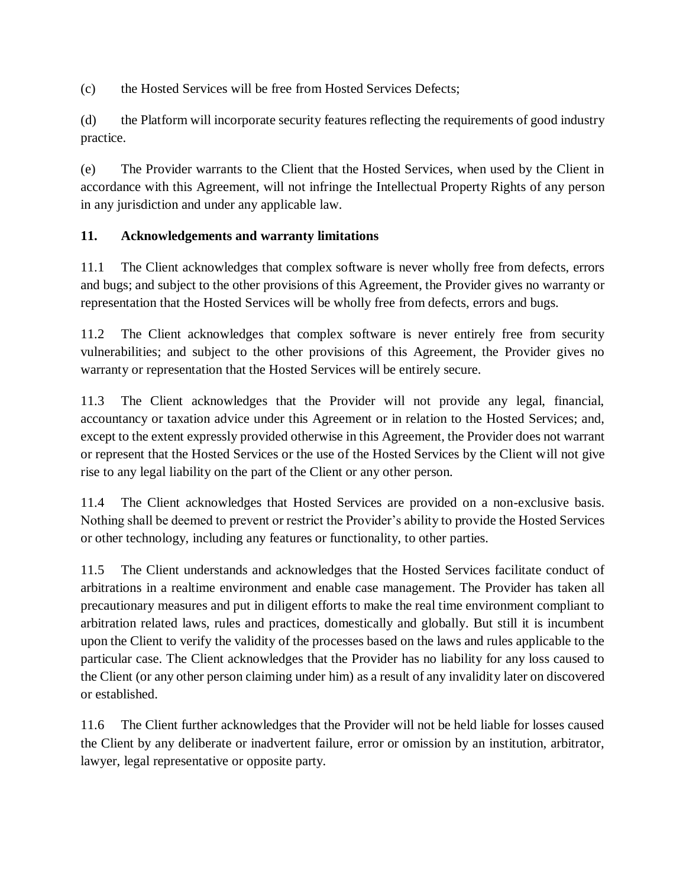(c) the Hosted Services will be free from Hosted Services Defects;

(d) the Platform will incorporate security features reflecting the requirements of good industry practice.

(e) The Provider warrants to the Client that the Hosted Services, when used by the Client in accordance with this Agreement, will not infringe the Intellectual Property Rights of any person in any jurisdiction and under any applicable law.

## 11. Acknowledgements and warranty limitations

11.1 The Client acknowledges that complex software is never wholly free from defects, errors and bugs; and subject to the other provisions of this Agreement, the Provider gives no warranty or representation that the Hosted Services will be wholly free from defects, errors and bugs.

11.2 The Client acknowledges that complex software is never entirely free from security vulnerabilities; and subject to the other provisions of this Agreement, the Provider gives no warranty or representation that the Hosted Services will be entirely secure.

11.3 The Client acknowledges that the Provider will not provide any legal, financial, accountancy or taxation advice under this Agreement or in relation to the Hosted Services; and, except to the extent expressly provided otherwise in this Agreement, the Provider does not warrant or represent that the Hosted Services or the use of the Hosted Services by the Client will not give rise to any legal liability on the part of the Client or any other person.

11.4 The Client acknowledges that Hosted Services are provided on a non-exclusive basis. Nothing shall be deemed to prevent or restrict the Provider's ability to provide the Hosted Services or other technology, including any features or functionality, to other parties.

11.5 The Client understands and acknowledges that the Hosted Services facilitate conduct of arbitrations in a realtime environment and enable case management. The Provider has taken all precautionary measures and put in diligent efforts to make the real time environment compliant to arbitration related laws, rules and practices, domestically and globally. But still it is incumbent upon the Client to verify the validity of the processes based on the laws and rules applicable to the particular case. The Client acknowledges that the Provider has no liability for any loss caused to the Client (or any other person claiming under him) as a result of any invalidity later on discovered or established.

11.6 The Client further acknowledges that the Provider will not be held liable for losses caused the Client by any deliberate or inadvertent failure, error or omission by an institution, arbitrator, lawyer, legal representative or opposite party.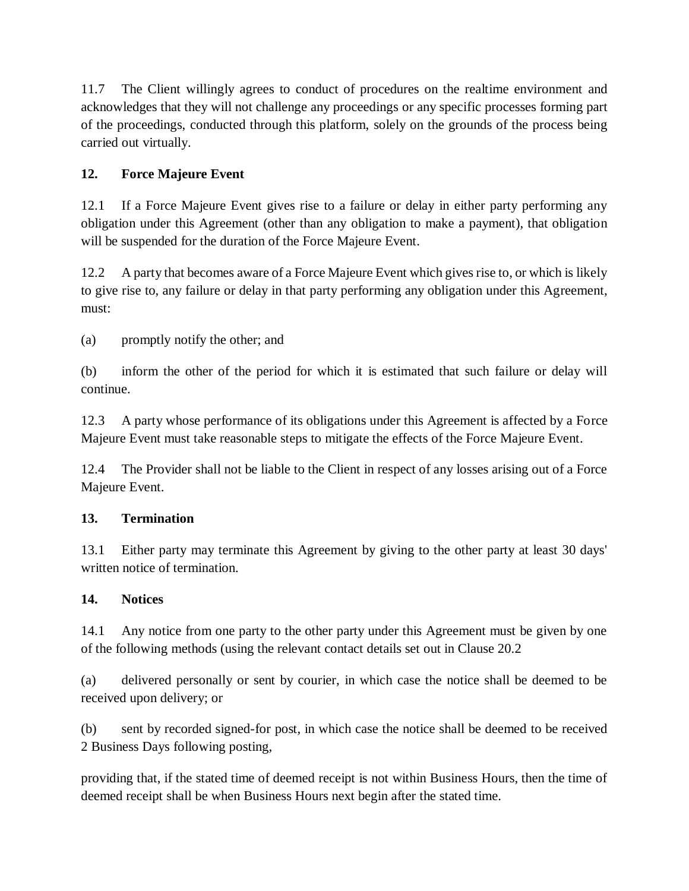11.7 The Client willingly agrees to conduct of procedures on the realtime environment and acknowledges that they will not challenge any proceedings or any specific processes forming part of the proceedings, conducted through this platform, solely on the grounds of the process being carried out virtually.

## 12. Force Majeure Event

12.1 If a Force Majeure Event gives rise to a failure or delay in either party performing any obligation under this Agreement (other than any obligation to make a payment), that obligation will be suspended for the duration of the Force Majeure Event.

12.2 A party that becomes aware of a Force Majeure Event which gives rise to, or which is likely to give rise to, any failure or delay in that party performing any obligation under this Agreement, must:

(a) promptly notify the other; and

(b) inform the other of the period for which it is estimated that such failure or delay will continue.

12.3 A party whose performance of its obligations under this Agreement is affected by a Force Majeure Event must take reasonable steps to mitigate the effects of the Force Majeure Event.

12.4 The Provider shall not be liable to the Client in respect of any losses arising out of a Force Majeure Event.

## 13. Termination

13.1 Either party may terminate this Agreement by giving to the other party at least 30 days' written notice of termination.

## 14. Notices

14.1 Any notice from one party to the other party under this Agreement must be given by one of the following methods (using the relevant contact details set out in Clause 20.2

(a) delivered personally or sent by courier, in which case the notice shall be deemed to be received upon delivery; or

(b) sent by recorded signed-for post, in which case the notice shall be deemed to be received 2 Business Days following posting,

providing that, if the stated time of deemed receipt is not within Business Hours, then the time of deemed receipt shall be when Business Hours next begin after the stated time.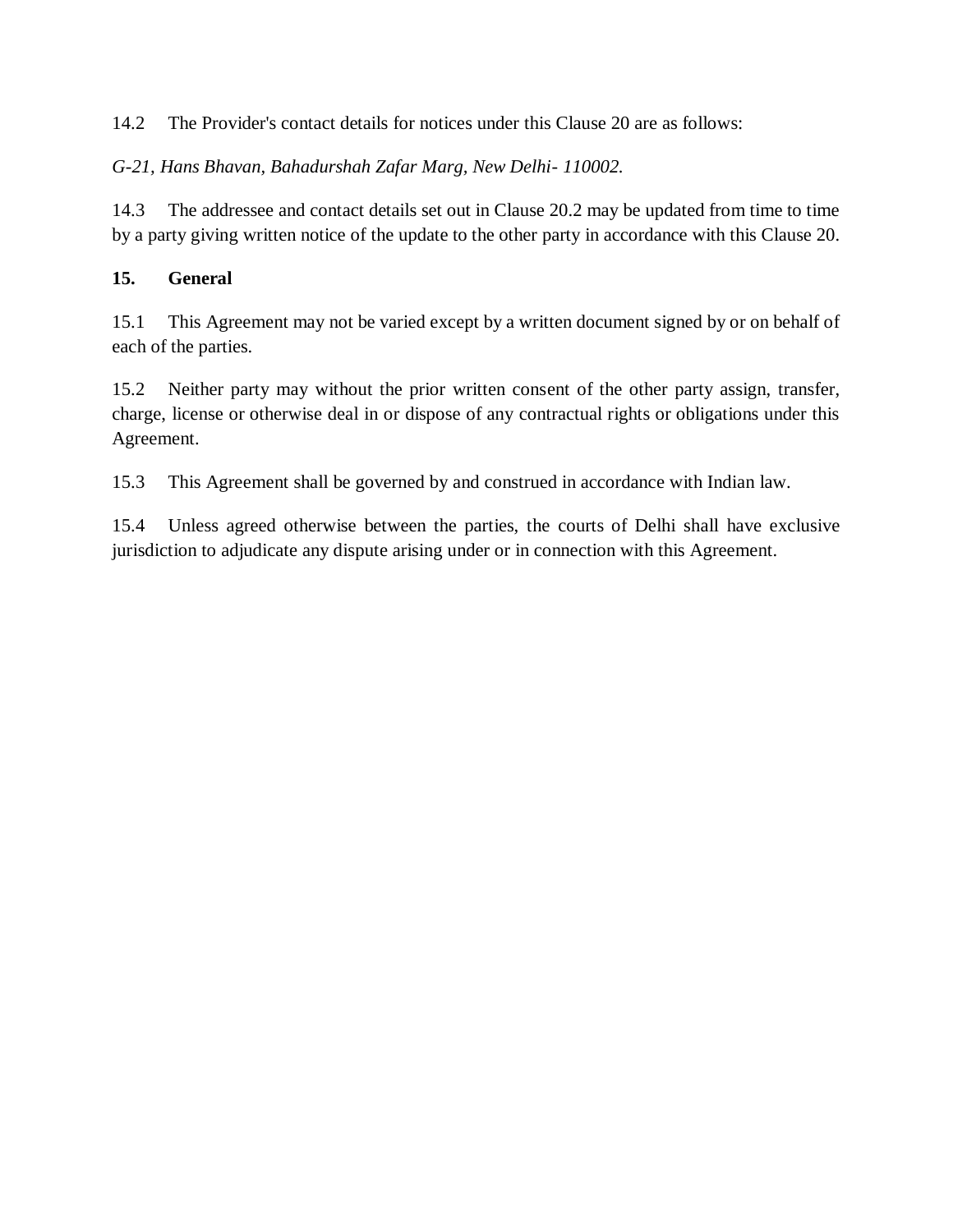14.2 The Provider's contact details for notices under this Clause 20 are as follows:

*G-21, Hans Bhavan, Bahadurshah Zafar Marg, New Delhi- 110002.*

14.3 The addressee and contact details set out in Clause 20.2 may be updated from time to time by a party giving written notice of the update to the other party in accordance with this Clause 20.

**15. General**

15.1 This Agreement may not be varied except by a written document signed by or on behalf of each of the parties.

15.2 Neither party may without the prior written consent of the other party assign, transfer, charge, license or otherwise deal in or dispose of any contractual rights or obligations under this Agreement.

15.3 This Agreement shall be governed by and construed in accordance with Indian law.

15.4 Unless agreed otherwise between the parties, the courts of Delhi shall have exclusive jurisdiction to adjudicate any dispute arising under or in connection with this Agreement.